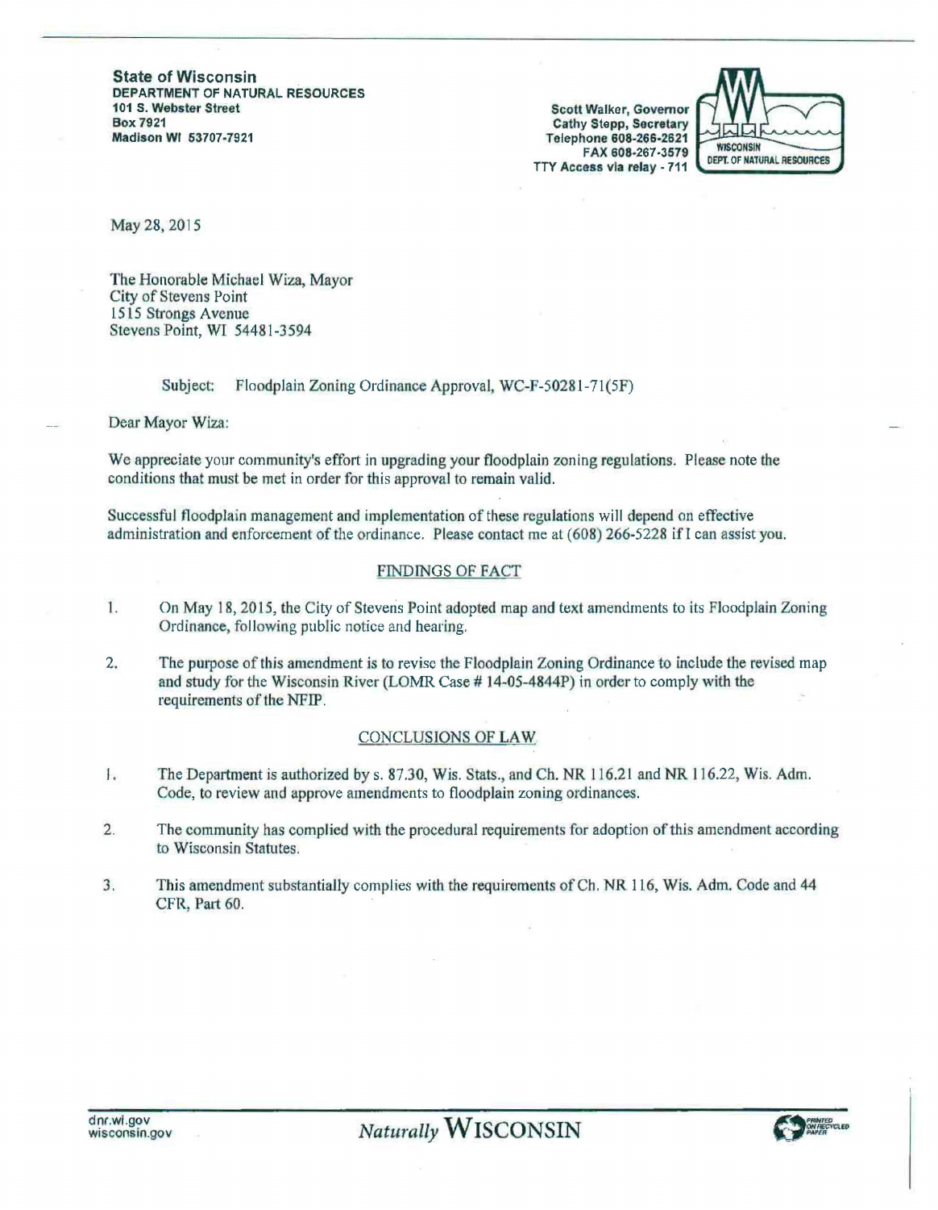**State of Wisconsin**
**DEPARTMENT OF NATURAL RESOURCES**
**101 S. Webster Street**
**Box 7921**
**Madison WI 53707-7921**

**Scott Walker, Governor**
**Cathy Stepp, Secretary**
**Telephone 608-266-2621**
**FAX 608-267-3579**
**TTY Access via relay - 711**

WISCONSIN DEPT. OF NATURAL RESOURCES

May 28, 2015

The Honorable Michael Wiza, Mayor
City of Stevens Point
1515 Strongs Avenue
Stevens Point, WI 54481-3594

Subject: Floodplain Zoning Ordinance Approval, WC-F-50281-71(5F)

Dear Mayor Wiza:

We appreciate your community's effort in upgrading your floodplain zoning regulations. Please note the conditions that must be met in order for this approval to remain valid.

Successful floodplain management and implementation of these regulations will depend on effective administration and enforcement of the ordinance. Please contact me at (608) 266-5228 if I can assist you.

## FINDINGS OF FACT

1. On May 18, 2015, the City of Stevens Point adopted map and text amendments to its Floodplain Zoning Ordinance, following public notice and hearing.
2. The purpose of this amendment is to revise the Floodplain Zoning Ordinance to include the revised map and study for the Wisconsin River (LOMR Case # 14-05-4844P) in order to comply with the requirements of the NFIP.

## CONCLUSIONS OF LAW

1. The Department is authorized by s. 87.30, Wis. Stats., and Ch. NR 116.21 and NR 116.22, Wis. Adm. Code, to review and approve amendments to floodplain zoning ordinances.
2. The community has complied with the procedural requirements for adoption of this amendment according to Wisconsin Statutes.
3. This amendment substantially complies with the requirements of Ch. NR 116, Wis. Adm. Code and 44 CFR, Part 60.

dnr.wi.gov
wisconsin.gov

*Naturally* WISCONSIN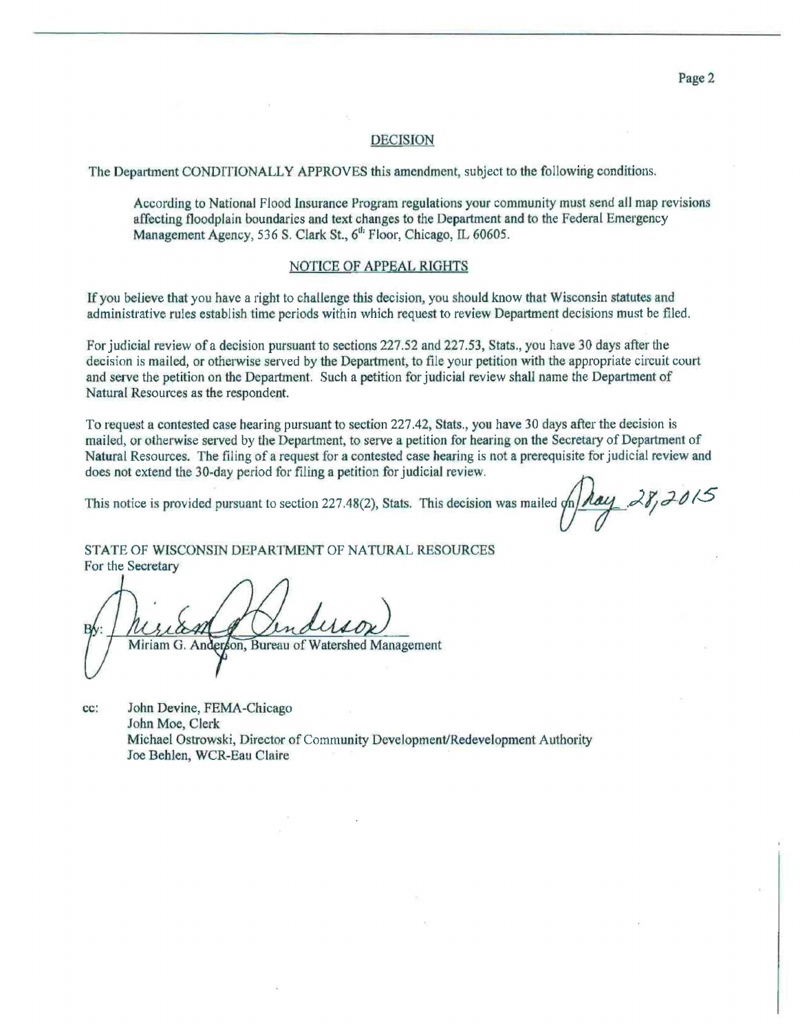## DECISION

The Department CONDITIONALLY APPROVES this amendment, subject to the following conditions.

> According to National Flood Insurance Program regulations your community must send all map revisions affecting floodplain boundaries and text changes to the Department and to the Federal Emergency Management Agency, 536 S. Clark St., 6th Floor, Chicago, IL 60605.

## NOTICE OF APPEAL RIGHTS

If you believe that you have a right to challenge this decision, you should know that Wisconsin statutes and administrative rules establish time periods within which request to review Department decisions must be filed.

For judicial review of a decision pursuant to sections 227.52 and 227.53, Stats., you have 30 days after the decision is mailed, or otherwise served by the Department, to file your petition with the appropriate circuit court and serve the petition on the Department. Such a petition for judicial review shall name the Department of Natural Resources as the respondent.

To request a contested case hearing pursuant to section 227.42, Stats., you have 30 days after the decision is mailed, or otherwise served by the Department, to serve a petition for hearing on the Secretary of Department of Natural Resources. The filing of a request for a contested case hearing is not a prerequisite for judicial review and does not extend the 30-day period for filing a petition for judicial review.

This notice is provided pursuant to section 227.48(2), Stats. This decision was mailed on May 28, 2015

STATE OF WISCONSIN DEPARTMENT OF NATURAL RESOURCES
For the Secretary

By: Miriam G. Anderson
Miriam G. Anderson, Bureau of Watershed Management

cc: John Devine, FEMA-Chicago
John Moe, Clerk
Michael Ostrowski, Director of Community Development/Redevelopment Authority
Joe Behlen, WCR-Eau Claire